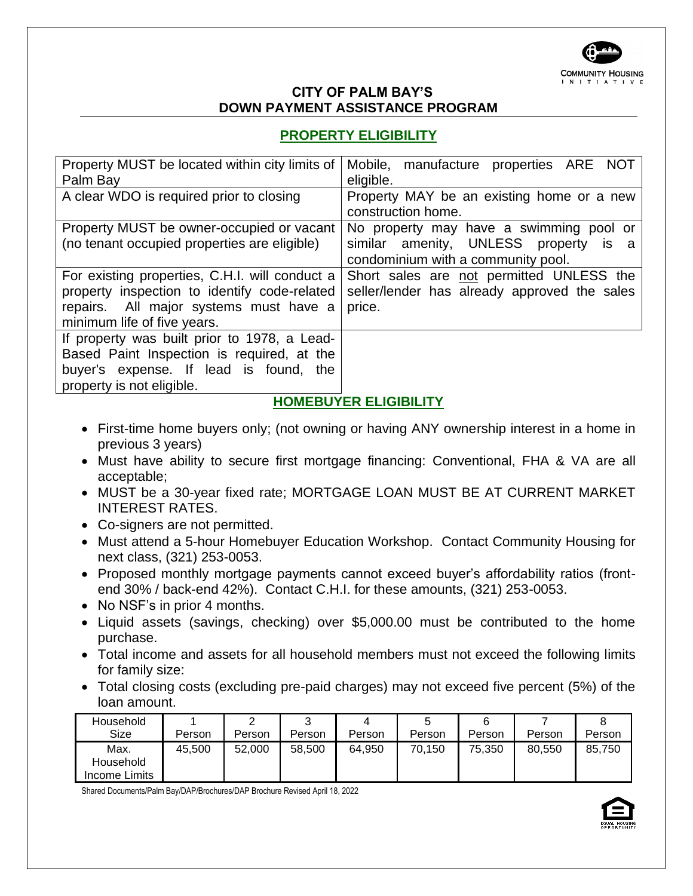## CITY OF PALM BAY'S
## DOWN PAYMENT ASSISTANCE PROGRAM

### PROPERTY ELIGIBILITY

| | |
|---|---|
| Property MUST be located within city limits of Palm Bay | Mobile, manufacture properties ARE NOT eligible. |
| A clear WDO is required prior to closing | Property MAY be an existing home or a new construction home. |
| Property MUST be owner-occupied or vacant (no tenant occupied properties are eligible) | No property may have a swimming pool or similar amenity, UNLESS property is a condominium with a community pool. |
| For existing properties, C.H.I. will conduct a property inspection to identify code-related repairs. All major systems must have a minimum life of five years. | Short sales are not permitted UNLESS the seller/lender has already approved the sales price. |
| If property was built prior to 1978, a Lead-Based Paint Inspection is required, at the buyer's expense. If lead is found, the property is not eligible. | |

### HOMEBUYER ELIGIBILITY

- First-time home buyers only; (not owning or having ANY ownership interest in a home in previous 3 years)
- Must have ability to secure first mortgage financing: Conventional, FHA & VA are all acceptable;
- MUST be a 30-year fixed rate; MORTGAGE LOAN MUST BE AT CURRENT MARKET INTEREST RATES.
- Co-signers are not permitted.
- Must attend a 5-hour Homebuyer Education Workshop. Contact Community Housing for next class, (321) 253-0053.
- Proposed monthly mortgage payments cannot exceed buyer's affordability ratios (front-end 30% / back-end 42%). Contact C.H.I. for these amounts, (321) 253-0053.
- No NSF's in prior 4 months.
- Liquid assets (savings, checking) over $5,000.00 must be contributed to the home purchase.
- Total income and assets for all household members must not exceed the following limits for family size:
- Total closing costs (excluding pre-paid charges) may not exceed five percent (5%) of the loan amount.

| Household Size | 1 Person | 2 Person | 3 Person | 4 Person | 5 Person | 6 Person | 7 Person | 8 Person |
|---|---|---|---|---|---|---|---|---|
| Max. Household Income Limits | 45,500 | 52,000 | 58,500 | 64,950 | 70,150 | 75,350 | 80,550 | 85,750 |

Shared Documents/Palm Bay/DAP/Brochures/DAP Brochure Revised April 18, 2022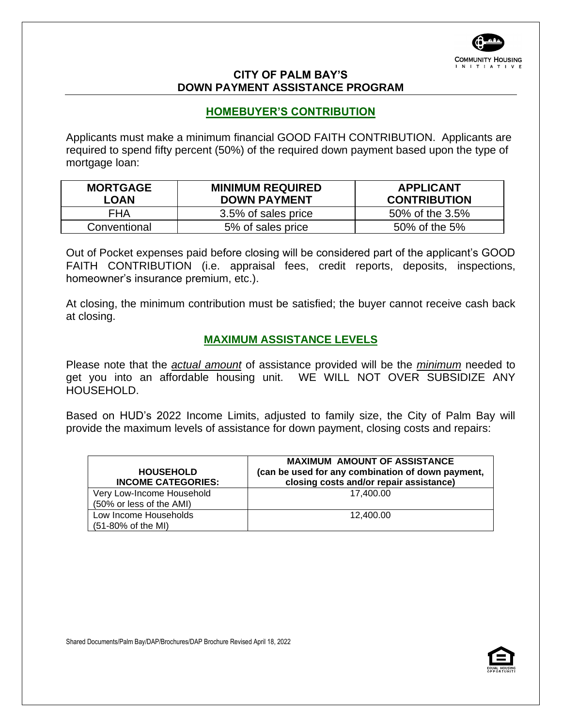# CITY OF PALM BAY'S DOWN PAYMENT ASSISTANCE PROGRAM

## HOMEBUYER'S CONTRIBUTION

Applicants must make a minimum financial GOOD FAITH CONTRIBUTION. Applicants are required to spend fifty percent (50%) of the required down payment based upon the type of mortgage loan:

| MORTGAGE LOAN | MINIMUM REQUIRED DOWN PAYMENT | APPLICANT CONTRIBUTION |
|---|---|---|
| FHA | 3.5% of sales price | 50% of the 3.5% |
| Conventional | 5% of sales price | 50% of the 5% |

Out of Pocket expenses paid before closing will be considered part of the applicant's GOOD FAITH CONTRIBUTION (i.e. appraisal fees, credit reports, deposits, inspections, homeowner's insurance premium, etc.).

At closing, the minimum contribution must be satisfied; the buyer cannot receive cash back at closing.

## MAXIMUM ASSISTANCE LEVELS

Please note that the ***actual amount*** of assistance provided will be the ***minimum*** needed to get you into an affordable housing unit. WE WILL NOT OVER SUBSIDIZE ANY HOUSEHOLD.

Based on HUD's 2022 Income Limits, adjusted to family size, the City of Palm Bay will provide the maximum levels of assistance for down payment, closing costs and repairs:

| HOUSEHOLD INCOME CATEGORIES: | MAXIMUM AMOUNT OF ASSISTANCE (can be used for any combination of down payment, closing costs and/or repair assistance) |
|---|---|
| Very Low-Income Household (50% or less of the AMI) | 17,400.00 |
| Low Income Households (51-80% of the MI) | 12,400.00 |

Shared Documents/Palm Bay/DAP/Brochures/DAP Brochure Revised April 18, 2022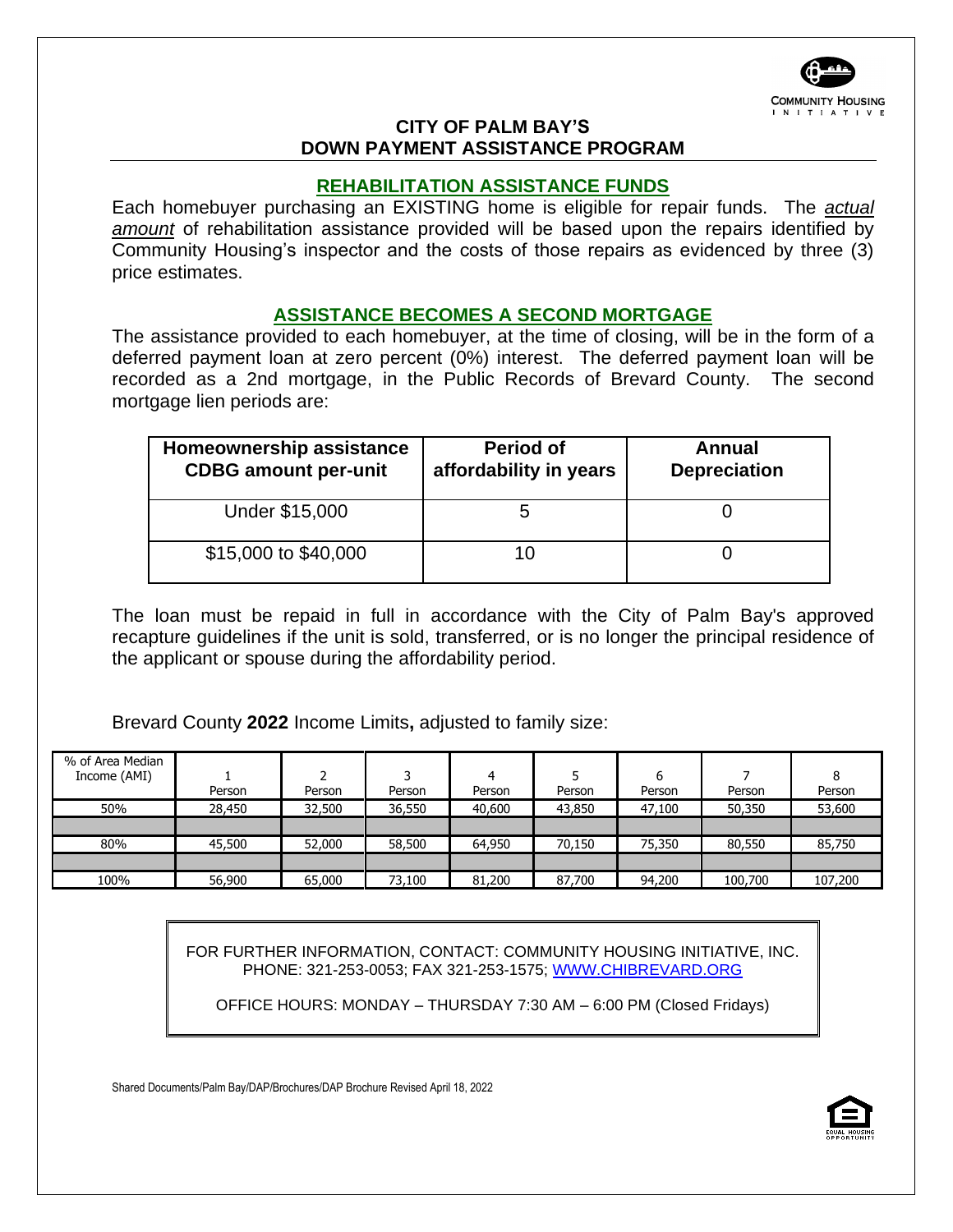COMMUNITY HOUSING INITIATIVE

## CITY OF PALM BAY'S DOWN PAYMENT ASSISTANCE PROGRAM

### REHABILITATION ASSISTANCE FUNDS

Each homebuyer purchasing an EXISTING home is eligible for repair funds. The ***actual amount*** of rehabilitation assistance provided will be based upon the repairs identified by Community Housing's inspector and the costs of those repairs as evidenced by three (3) price estimates.

### ASSISTANCE BECOMES A SECOND MORTGAGE

The assistance provided to each homebuyer, at the time of closing, will be in the form of a deferred payment loan at zero percent (0%) interest. The deferred payment loan will be recorded as a 2nd mortgage, in the Public Records of Brevard County. The second mortgage lien periods are:

| Homeownership assistance CDBG amount per-unit | Period of affordability in years | Annual Depreciation |
|---|---|---|
| Under $15,000 | 5 | 0 |
| $15,000 to $40,000 | 10 | 0 |

The loan must be repaid in full in accordance with the City of Palm Bay's approved recapture guidelines if the unit is sold, transferred, or is no longer the principal residence of the applicant or spouse during the affordability period.

Brevard County **2022** Income Limits**,** adjusted to family size:

| % of Area Median Income (AMI) | 1 Person | 2 Person | 3 Person | 4 Person | 5 Person | 6 Person | 7 Person | 8 Person |
|---|---|---|---|---|---|---|---|---|
| 50% | 28,450 | 32,500 | 36,550 | 40,600 | 43,850 | 47,100 | 50,350 | 53,600 |
| | | | | | | | | |
| 80% | 45,500 | 52,000 | 58,500 | 64,950 | 70,150 | 75,350 | 80,550 | 85,750 |
| | | | | | | | | |
| 100% | 56,900 | 65,000 | 73,100 | 81,200 | 87,700 | 94,200 | 100,700 | 107,200 |

FOR FURTHER INFORMATION, CONTACT: COMMUNITY HOUSING INITIATIVE, INC.
PHONE: 321-253-0053; FAX 321-253-1575; WWW.CHIBREVARD.ORG

OFFICE HOURS: MONDAY – THURSDAY 7:30 AM – 6:00 PM (Closed Fridays)

Shared Documents/Palm Bay/DAP/Brochures/DAP Brochure Revised April 18, 2022

EQUAL HOUSING OPPORTUNITY